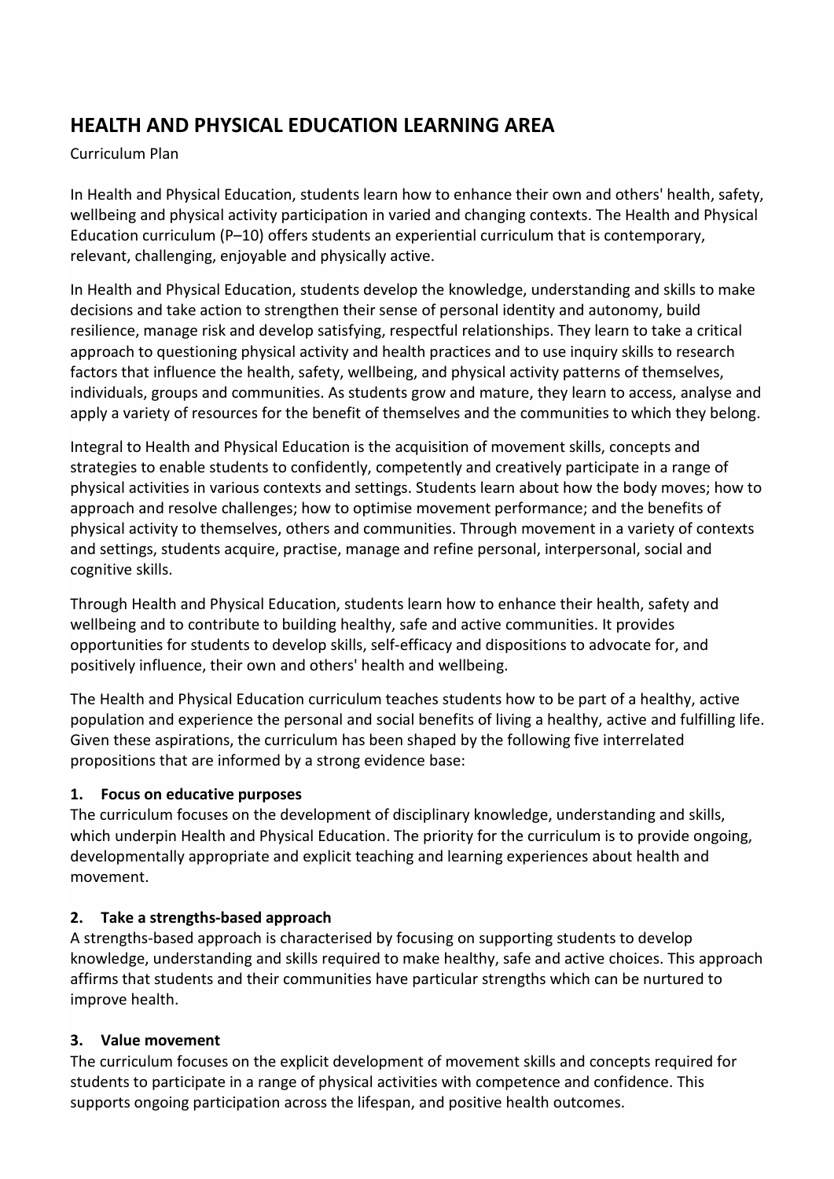# HEALTH AND PHYSICAL EDUCATION LEARNING AREA

Curriculum Plan

In Health and Physical Education, students learn how to enhance their own and others' health, safety, wellbeing and physical activity participation in varied and changing contexts. The Health and Physical Education curriculum (P–10) offers students an experiential curriculum that is contemporary, relevant, challenging, enjoyable and physically active.

In Health and Physical Education, students develop the knowledge, understanding and skills to make decisions and take action to strengthen their sense of personal identity and autonomy, build resilience, manage risk and develop satisfying, respectful relationships. They learn to take a critical approach to questioning physical activity and health practices and to use inquiry skills to research factors that influence the health, safety, wellbeing, and physical activity patterns of themselves, individuals, groups and communities. As students grow and mature, they learn to access, analyse and apply a variety of resources for the benefit of themselves and the communities to which they belong.

Integral to Health and Physical Education is the acquisition of movement skills, concepts and strategies to enable students to confidently, competently and creatively participate in a range of physical activities in various contexts and settings. Students learn about how the body moves; how to approach and resolve challenges; how to optimise movement performance; and the benefits of physical activity to themselves, others and communities. Through movement in a variety of contexts and settings, students acquire, practise, manage and refine personal, interpersonal, social and cognitive skills.

Through Health and Physical Education, students learn how to enhance their health, safety and wellbeing and to contribute to building healthy, safe and active communities. It provides opportunities for students to develop skills, self-efficacy and dispositions to advocate for, and positively influence, their own and others' health and wellbeing.

The Health and Physical Education curriculum teaches students how to be part of a healthy, active population and experience the personal and social benefits of living a healthy, active and fulfilling life. Given these aspirations, the curriculum has been shaped by the following five interrelated propositions that are informed by a strong evidence base:

### 1. Focus on educative purposes

The curriculum focuses on the development of disciplinary knowledge, understanding and skills, which underpin Health and Physical Education. The priority for the curriculum is to provide ongoing, developmentally appropriate and explicit teaching and learning experiences about health and movement.

### 2. Take a strengths-based approach

A strengths-based approach is characterised by focusing on supporting students to develop knowledge, understanding and skills required to make healthy, safe and active choices. This approach affirms that students and their communities have particular strengths which can be nurtured to improve health.

### 3. Value movement

The curriculum focuses on the explicit development of movement skills and concepts required for students to participate in a range of physical activities with competence and confidence. This supports ongoing participation across the lifespan, and positive health outcomes.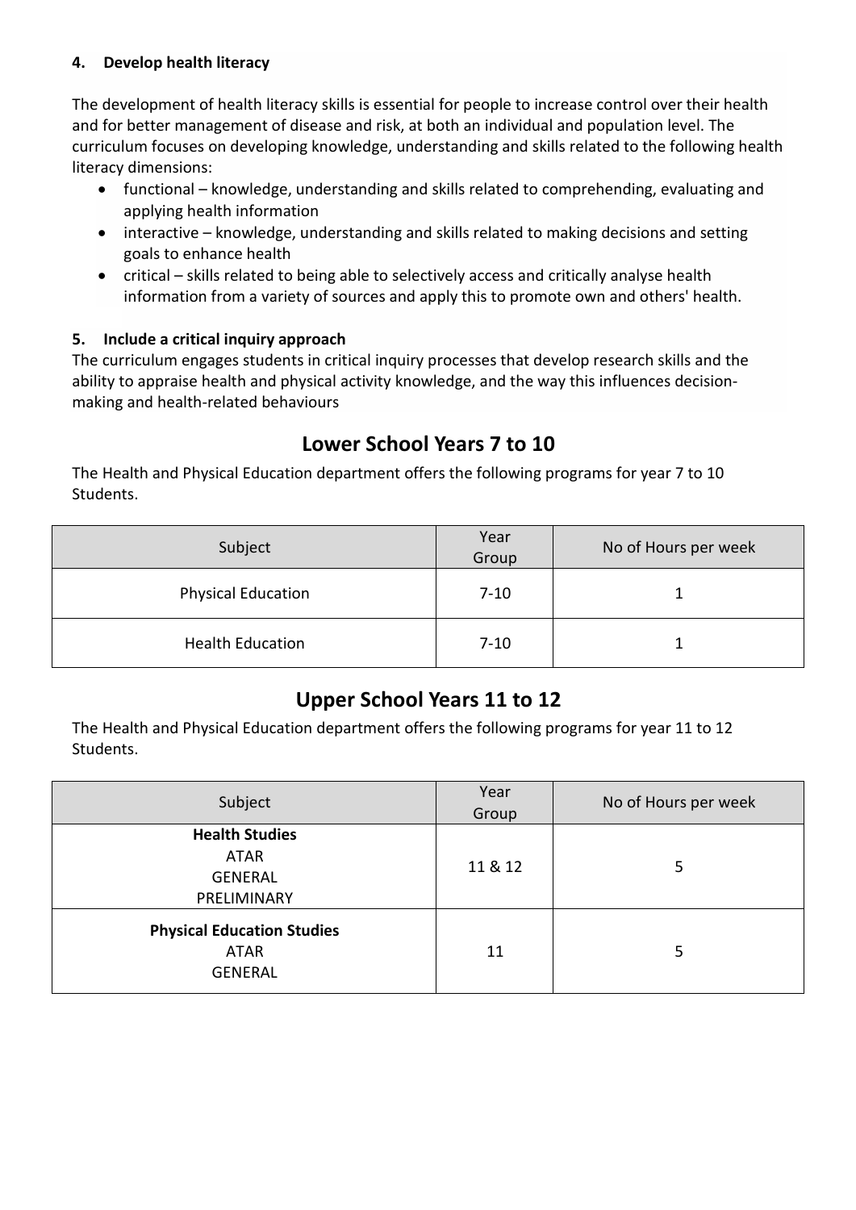### 4. Develop health literacy

The development of health literacy skills is essential for people to increase control over their health and for better management of disease and risk, at both an individual and population level. The curriculum focuses on developing knowledge, understanding and skills related to the following health literacy dimensions:

- functional – knowledge, understanding and skills related to comprehending, evaluating and applying health information
- interactive – knowledge, understanding and skills related to making decisions and setting goals to enhance health
- critical – skills related to being able to selectively access and critically analyse health information from a variety of sources and apply this to promote own and others' health.

### 5. Include a critical inquiry approach

The curriculum engages students in critical inquiry processes that develop research skills and the ability to appraise health and physical activity knowledge, and the way this influences decision-making and health-related behaviours

## Lower School Years 7 to 10

The Health and Physical Education department offers the following programs for year 7 to 10 Students.

| Subject | Year Group | No of Hours per week |
|---|---|---|
| Physical Education | 7-10 | 1 |
| Health Education | 7-10 | 1 |

## Upper School Years 11 to 12

The Health and Physical Education department offers the following programs for year 11 to 12 Students.

| Subject | Year Group | No of Hours per week |
|---|---|---|
| **Health Studies**<br>ATAR<br>GENERAL<br>PRELIMINARY | 11 & 12 | 5 |
| **Physical Education Studies**<br>ATAR<br>GENERAL | 11 | 5 |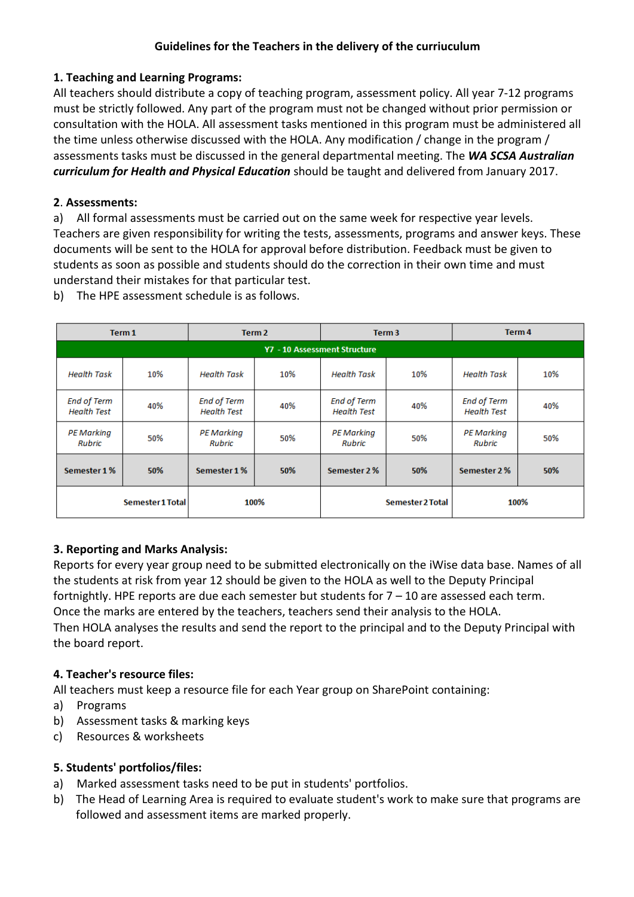# Guidelines for the Teachers in the delivery of the curriuculum

**1. Teaching and Learning Programs:**

All teachers should distribute a copy of teaching program, assessment policy. All year 7-12 programs must be strictly followed. Any part of the program must not be changed without prior permission or consultation with the HOLA. All assessment tasks mentioned in this program must be administered all the time unless otherwise discussed with the HOLA. Any modification / change in the program / assessments tasks must be discussed in the general departmental meeting. The ***WA SCSA Australian curriculum for Health and Physical Education*** should be taught and delivered from January 2017.

**2. Assessments:**

a) All formal assessments must be carried out on the same week for respective year levels. Teachers are given responsibility for writing the tests, assessments, programs and answer keys. These documents will be sent to the HOLA for approval before distribution. Feedback must be given to students as soon as possible and students should do the correction in their own time and must understand their mistakes for that particular test.

b) The HPE assessment schedule is as follows.

| Term 1 | | Term 2 | | Term 3 | | Term 4 | |
|---|---|---|---|---|---|---|---|
| **Y7 - 10 Assessment Structure** | | | | | | | |
| *Health Task* | 10% | *Health Task* | 10% | *Health Task* | 10% | *Health Task* | 10% |
| *End of Term Health Test* | 40% | *End of Term Health Test* | 40% | *End of Term Health Test* | 40% | *End of Term Health Test* | 40% |
| *PE Marking Rubric* | 50% | *PE Marking Rubric* | 50% | *PE Marking Rubric* | 50% | *PE Marking Rubric* | 50% |
| **Semester 1 %** | **50%** | **Semester 1 %** | **50%** | **Semester 2 %** | **50%** | **Semester 2 %** | **50%** |
| | **Semester 1 Total** | **100%** | | | **Semester 2 Total** | **100%** | |

**3. Reporting and Marks Analysis:**

Reports for every year group need to be submitted electronically on the iWise data base. Names of all the students at risk from year 12 should be given to the HOLA as well to the Deputy Principal fortnightly. HPE reports are due each semester but students for 7 – 10 are assessed each term. Once the marks are entered by the teachers, teachers send their analysis to the HOLA. Then HOLA analyses the results and send the report to the principal and to the Deputy Principal with the board report.

**4. Teacher's resource files:**

All teachers must keep a resource file for each Year group on SharePoint containing:

a) Programs
b) Assessment tasks & marking keys
c) Resources & worksheets

**5. Students' portfolios/files:**

a) Marked assessment tasks need to be put in students' portfolios.
b) The Head of Learning Area is required to evaluate student's work to make sure that programs are followed and assessment items are marked properly.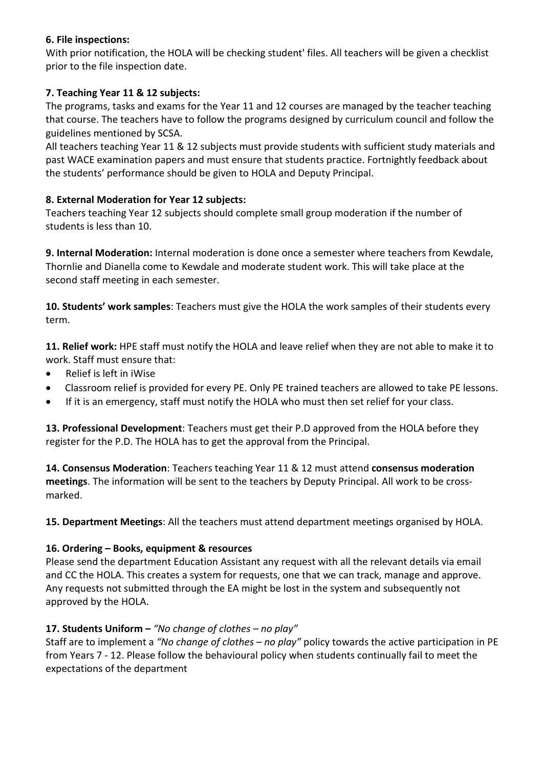**6. File inspections:**

With prior notification, the HOLA will be checking student' files. All teachers will be given a checklist prior to the file inspection date.

**7. Teaching Year 11 & 12 subjects:**

The programs, tasks and exams for the Year 11 and 12 courses are managed by the teacher teaching that course. The teachers have to follow the programs designed by curriculum council and follow the guidelines mentioned by SCSA.

All teachers teaching Year 11 & 12 subjects must provide students with sufficient study materials and past WACE examination papers and must ensure that students practice. Fortnightly feedback about the students' performance should be given to HOLA and Deputy Principal.

**8. External Moderation for Year 12 subjects:**

Teachers teaching Year 12 subjects should complete small group moderation if the number of students is less than 10.

**9. Internal Moderation:** Internal moderation is done once a semester where teachers from Kewdale, Thornlie and Dianella come to Kewdale and moderate student work. This will take place at the second staff meeting in each semester.

**10. Students' work samples**: Teachers must give the HOLA the work samples of their students every term.

**11. Relief work:** HPE staff must notify the HOLA and leave relief when they are not able to make it to work. Staff must ensure that:

- Relief is left in iWise
- Classroom relief is provided for every PE. Only PE trained teachers are allowed to take PE lessons.
- If it is an emergency, staff must notify the HOLA who must then set relief for your class.

**13. Professional Development**: Teachers must get their P.D approved from the HOLA before they register for the P.D. The HOLA has to get the approval from the Principal.

**14. Consensus Moderation**: Teachers teaching Year 11 & 12 must attend **consensus moderation meetings**. The information will be sent to the teachers by Deputy Principal. All work to be cross-marked.

**15. Department Meetings**: All the teachers must attend department meetings organised by HOLA.

**16. Ordering – Books, equipment & resources**

Please send the department Education Assistant any request with all the relevant details via email and CC the HOLA. This creates a system for requests, one that we can track, manage and approve. Any requests not submitted through the EA might be lost in the system and subsequently not approved by the HOLA.

**17. Students Uniform –** *"No change of clothes – no play"*

Staff are to implement a *"No change of clothes – no play"* policy towards the active participation in PE from Years 7 - 12. Please follow the behavioural policy when students continually fail to meet the expectations of the department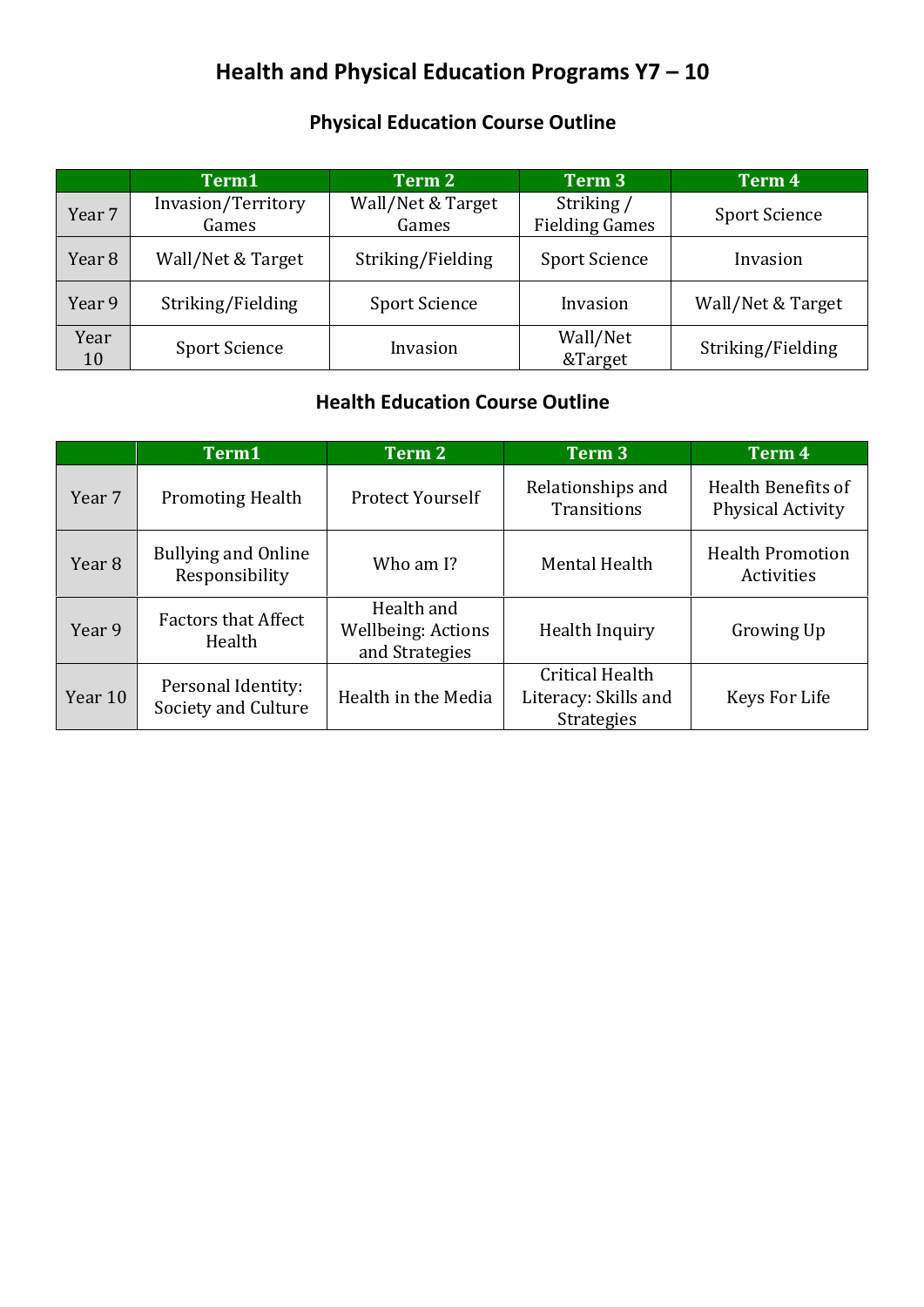# Health and Physical Education Programs Y7 – 10

## Physical Education Course Outline

| | Term1 | Term 2 | Term 3 | Term 4 |
|---|---|---|---|---|
| Year 7 | Invasion/Territory Games | Wall/Net & Target Games | Striking / Fielding Games | Sport Science |
| Year 8 | Wall/Net & Target | Striking/Fielding | Sport Science | Invasion |
| Year 9 | Striking/Fielding | Sport Science | Invasion | Wall/Net & Target |
| Year 10 | Sport Science | Invasion | Wall/Net &Target | Striking/Fielding |

## Health Education Course Outline

| | Term1 | Term 2 | Term 3 | Term 4 |
|---|---|---|---|---|
| Year 7 | Promoting Health | Protect Yourself | Relationships and Transitions | Health Benefits of Physical Activity |
| Year 8 | Bullying and Online Responsibility | Who am I? | Mental Health | Health Promotion Activities |
| Year 9 | Factors that Affect Health | Health and Wellbeing: Actions and Strategies | Health Inquiry | Growing Up |
| Year 10 | Personal Identity: Society and Culture | Health in the Media | Critical Health Literacy: Skills and Strategies | Keys For Life |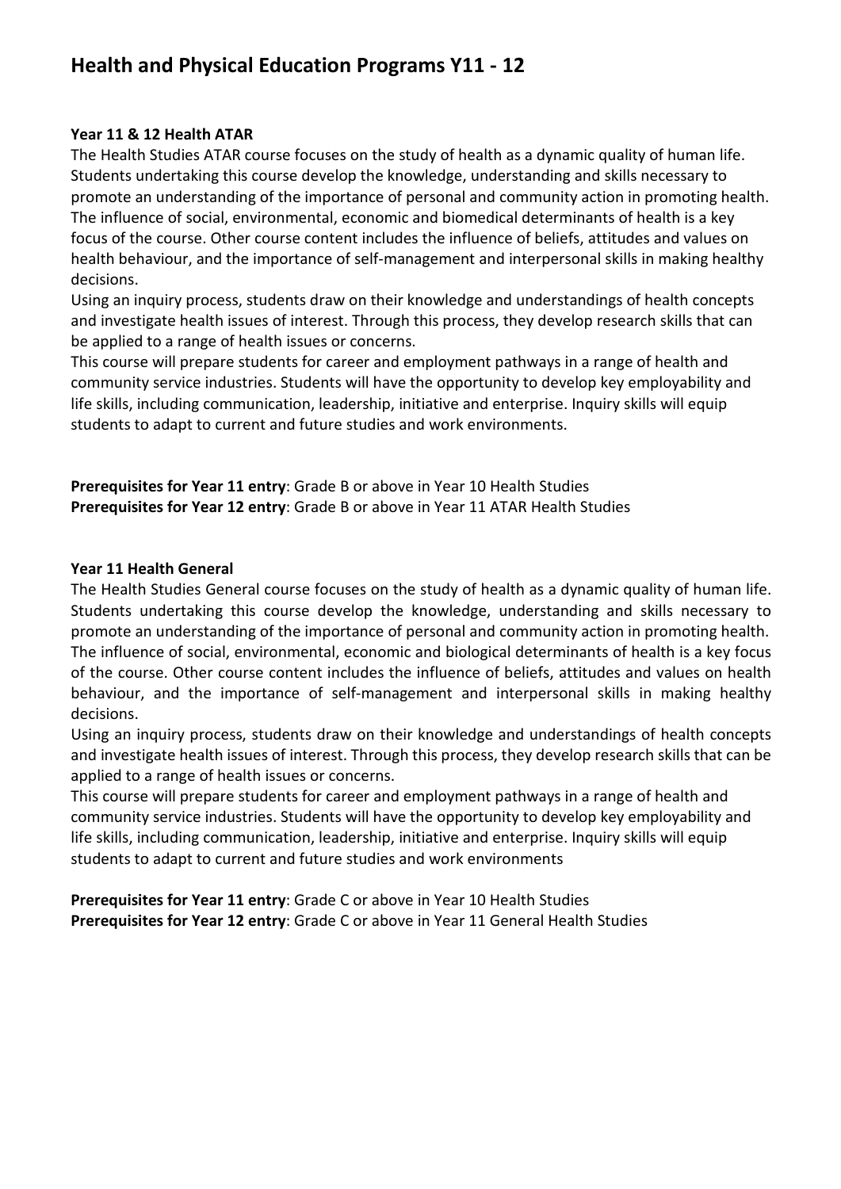# Health and Physical Education Programs Y11 - 12

**Year 11 & 12 Health ATAR**

The Health Studies ATAR course focuses on the study of health as a dynamic quality of human life. Students undertaking this course develop the knowledge, understanding and skills necessary to promote an understanding of the importance of personal and community action in promoting health. The influence of social, environmental, economic and biomedical determinants of health is a key focus of the course. Other course content includes the influence of beliefs, attitudes and values on health behaviour, and the importance of self-management and interpersonal skills in making healthy decisions.

Using an inquiry process, students draw on their knowledge and understandings of health concepts and investigate health issues of interest. Through this process, they develop research skills that can be applied to a range of health issues or concerns.

This course will prepare students for career and employment pathways in a range of health and community service industries. Students will have the opportunity to develop key employability and life skills, including communication, leadership, initiative and enterprise. Inquiry skills will equip students to adapt to current and future studies and work environments.

**Prerequisites for Year 11 entry**: Grade B or above in Year 10 Health Studies
**Prerequisites for Year 12 entry**: Grade B or above in Year 11 ATAR Health Studies

**Year 11 Health General**

The Health Studies General course focuses on the study of health as a dynamic quality of human life. Students undertaking this course develop the knowledge, understanding and skills necessary to promote an understanding of the importance of personal and community action in promoting health. The influence of social, environmental, economic and biological determinants of health is a key focus of the course. Other course content includes the influence of beliefs, attitudes and values on health behaviour, and the importance of self-management and interpersonal skills in making healthy decisions.

Using an inquiry process, students draw on their knowledge and understandings of health concepts and investigate health issues of interest. Through this process, they develop research skills that can be applied to a range of health issues or concerns.

This course will prepare students for career and employment pathways in a range of health and community service industries. Students will have the opportunity to develop key employability and life skills, including communication, leadership, initiative and enterprise. Inquiry skills will equip students to adapt to current and future studies and work environments

**Prerequisites for Year 11 entry**: Grade C or above in Year 10 Health Studies
**Prerequisites for Year 12 entry**: Grade C or above in Year 11 General Health Studies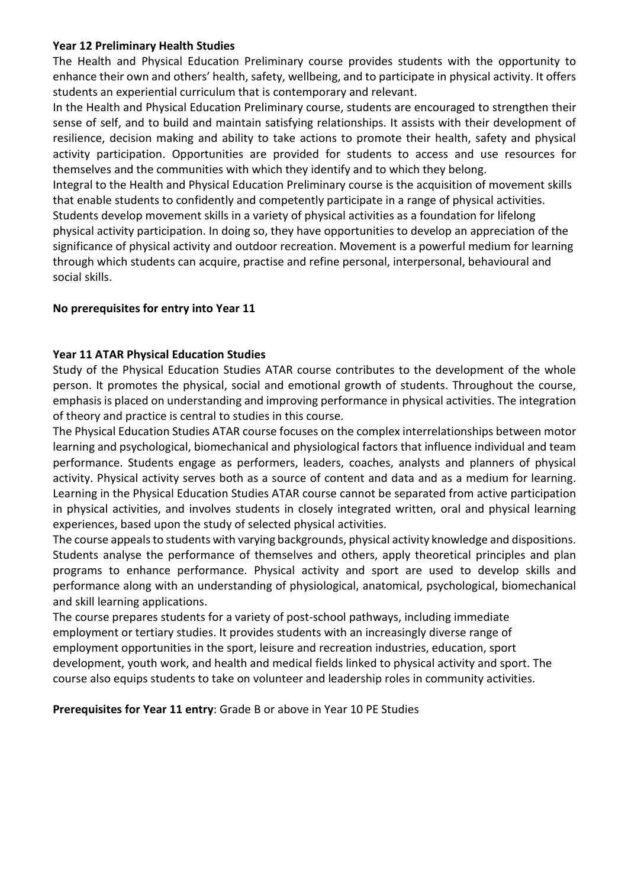**Year 12 Preliminary Health Studies**

The Health and Physical Education Preliminary course provides students with the opportunity to enhance their own and others' health, safety, wellbeing, and to participate in physical activity. It offers students an experiential curriculum that is contemporary and relevant.

In the Health and Physical Education Preliminary course, students are encouraged to strengthen their sense of self, and to build and maintain satisfying relationships. It assists with their development of resilience, decision making and ability to take actions to promote their health, safety and physical activity participation. Opportunities are provided for students to access and use resources for themselves and the communities with which they identify and to which they belong.

Integral to the Health and Physical Education Preliminary course is the acquisition of movement skills that enable students to confidently and competently participate in a range of physical activities. Students develop movement skills in a variety of physical activities as a foundation for lifelong physical activity participation. In doing so, they have opportunities to develop an appreciation of the significance of physical activity and outdoor recreation. Movement is a powerful medium for learning through which students can acquire, practise and refine personal, interpersonal, behavioural and social skills.

**No prerequisites for entry into Year 11**

**Year 11 ATAR Physical Education Studies**

Study of the Physical Education Studies ATAR course contributes to the development of the whole person. It promotes the physical, social and emotional growth of students. Throughout the course, emphasis is placed on understanding and improving performance in physical activities. The integration of theory and practice is central to studies in this course.

The Physical Education Studies ATAR course focuses on the complex interrelationships between motor learning and psychological, biomechanical and physiological factors that influence individual and team performance. Students engage as performers, leaders, coaches, analysts and planners of physical activity. Physical activity serves both as a source of content and data and as a medium for learning. Learning in the Physical Education Studies ATAR course cannot be separated from active participation in physical activities, and involves students in closely integrated written, oral and physical learning experiences, based upon the study of selected physical activities.

The course appeals to students with varying backgrounds, physical activity knowledge and dispositions. Students analyse the performance of themselves and others, apply theoretical principles and plan programs to enhance performance. Physical activity and sport are used to develop skills and performance along with an understanding of physiological, anatomical, psychological, biomechanical and skill learning applications.

The course prepares students for a variety of post-school pathways, including immediate employment or tertiary studies. It provides students with an increasingly diverse range of employment opportunities in the sport, leisure and recreation industries, education, sport development, youth work, and health and medical fields linked to physical activity and sport. The course also equips students to take on volunteer and leadership roles in community activities.

**Prerequisites for Year 11 entry**: Grade B or above in Year 10 PE Studies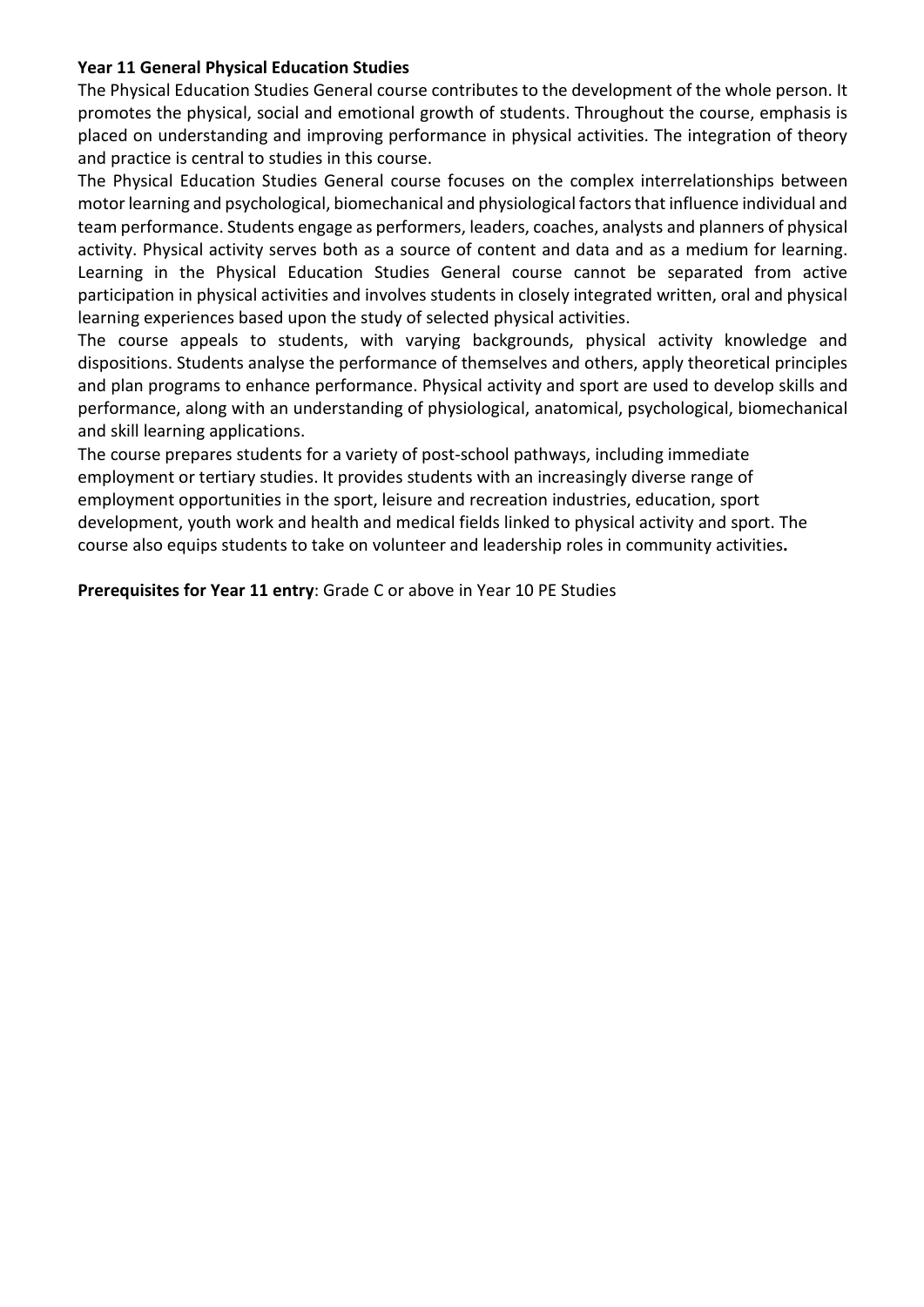**Year 11 General Physical Education Studies**

The Physical Education Studies General course contributes to the development of the whole person. It promotes the physical, social and emotional growth of students. Throughout the course, emphasis is placed on understanding and improving performance in physical activities. The integration of theory and practice is central to studies in this course.

The Physical Education Studies General course focuses on the complex interrelationships between motor learning and psychological, biomechanical and physiological factors that influence individual and team performance. Students engage as performers, leaders, coaches, analysts and planners of physical activity. Physical activity serves both as a source of content and data and as a medium for learning. Learning in the Physical Education Studies General course cannot be separated from active participation in physical activities and involves students in closely integrated written, oral and physical learning experiences based upon the study of selected physical activities.

The course appeals to students, with varying backgrounds, physical activity knowledge and dispositions. Students analyse the performance of themselves and others, apply theoretical principles and plan programs to enhance performance. Physical activity and sport are used to develop skills and performance, along with an understanding of physiological, anatomical, psychological, biomechanical and skill learning applications.

The course prepares students for a variety of post-school pathways, including immediate employment or tertiary studies. It provides students with an increasingly diverse range of employment opportunities in the sport, leisure and recreation industries, education, sport development, youth work and health and medical fields linked to physical activity and sport. The course also equips students to take on volunteer and leadership roles in community activities**.**

**Prerequisites for Year 11 entry**: Grade C or above in Year 10 PE Studies